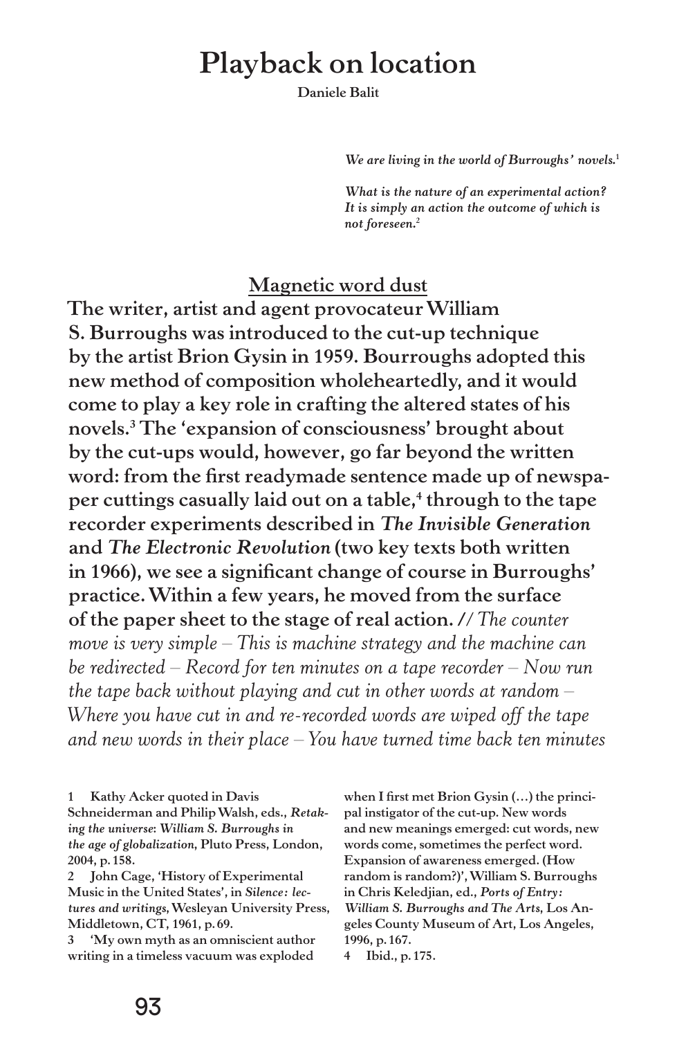# Playback on location

Daniele Balit

*We are living in the world of Burroughs' novels.*[1]

*What is the nature of an experimental action? It is simply an action the outcome of which is not foreseen.*[2]

## Magnetic word dust

**The writer, artist and agent provocateur William S. Burroughs was introduced to the cut-up technique by the artist Brion Gysin in 1959. Bourroughs adopted this new method of composition wholeheartedly, and it would come to play a key role in crafting the altered states of his novels.[3] The 'expansion of consciousness' brought about by the cut-ups would, however, go far beyond the written word: from the first readymade sentence made up of newspaper cuttings casually laid out on a table,[4] through to the tape recorder experiments described in *The Invisible Generation* and *The Electronic Revolution* (two key texts both written in 1966), we see a significant change of course in Burroughs' practice. Within a few years, he moved from the surface of the paper sheet to the stage of real action. //** *The counter move is very simple – This is machine strategy and the machine can be redirected – Record for ten minutes on a tape recorder – Now run the tape back without playing and cut in other words at random – Where you have cut in and re-recorded words are wiped off the tape and new words in their place – You have turned time back ten minutes*

1 Kathy Acker quoted in Davis Schneiderman and Philip Walsh, eds., *Retaking the universe: William S. Burroughs in the age of globalization*, Pluto Press, London, 2004, p. 158.

2 John Cage, 'History of Experimental Music in the United States', in *Silence: lectures and writings*, Wesleyan University Press, Middletown, CT, 1961, p. 69.

3 'My own myth as an omniscient author writing in a timeless vacuum was exploded when I first met Brion Gysin (…) the principal instigator of the cut-up. New words and new meanings emerged: cut words, new words come, sometimes the perfect word. Expansion of awareness emerged. (How random is random?)', William S. Burroughs in Chris Keledjian, ed., *Ports of Entry: William S. Burroughs and The Arts*, Los Angeles County Museum of Art, Los Angeles, 1996, p. 167.

4 Ibid., p. 175.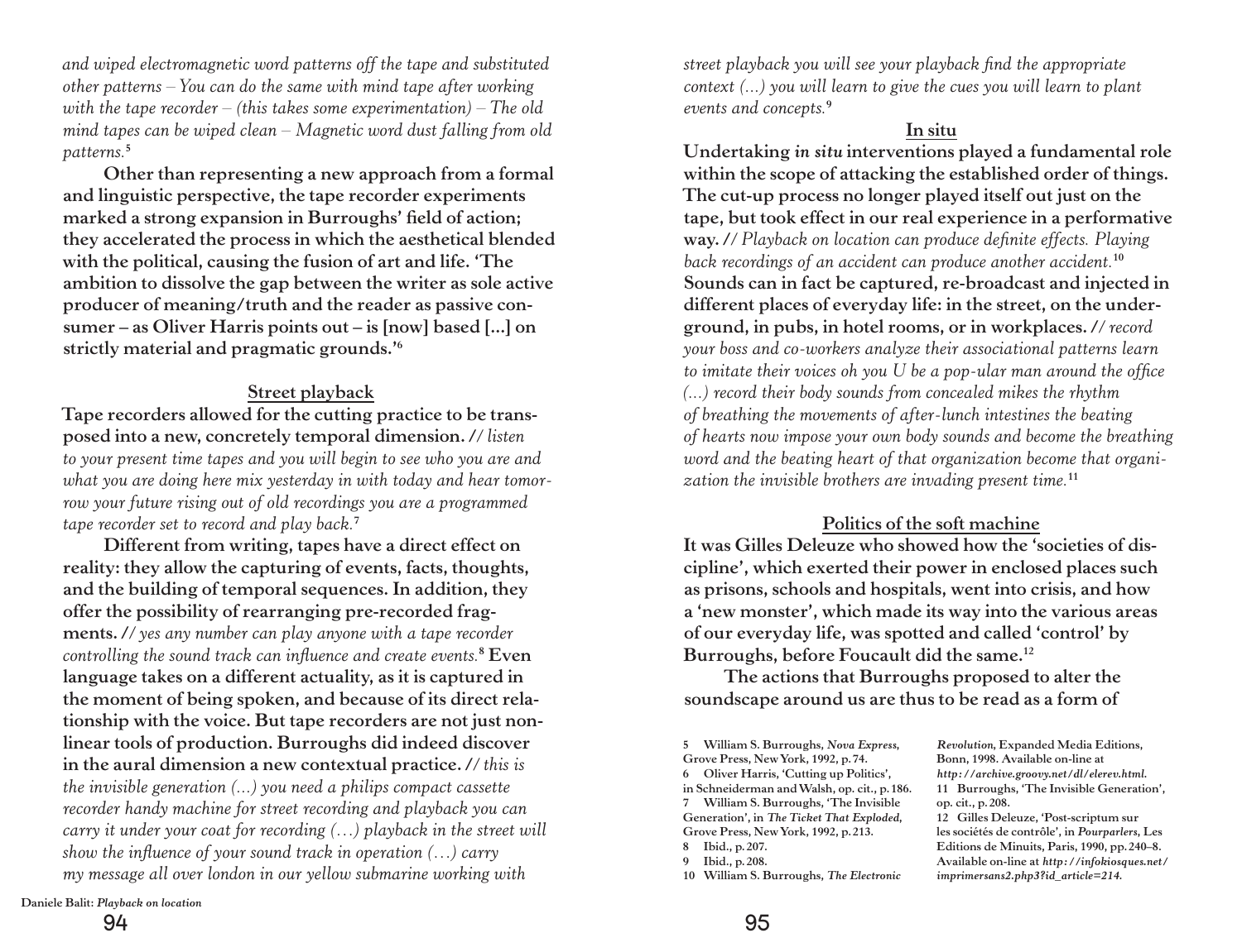*and wiped electromagnetic word patterns off the tape and substituted other patterns – You can do the same with mind tape after working with the tape recorder – (this takes some experimentation) – The old mind tapes can be wiped clean – Magnetic word dust falling from old patterns.*[5]

**Other than representing a new approach from a formal and linguistic perspective, the tape recorder experiments marked a strong expansion in Burroughs' field of action; they accelerated the process in which the aesthetical blended with the political, causing the fusion of art and life. 'The ambition to dissolve the gap between the writer as sole active producer of meaning/truth and the reader as passive consumer – as Oliver Harris points out – is [now] based [...] on strictly material and pragmatic grounds.'**[6]

## Street playback

**Tape recorders allowed for the cutting practice to be transposed into a new, concretely temporal dimension.** // *listen to your present time tapes and you will begin to see who you are and what you are doing here mix yesterday in with today and hear tomorrow your future rising out of old recordings you are a programmed tape recorder set to record and play back.*[7]

**Different from writing, tapes have a direct effect on reality: they allow the capturing of events, facts, thoughts, and the building of temporal sequences. In addition, they offer the possibility of rearranging pre-recorded fragments.** // *yes any number can play anyone with a tape recorder controlling the sound track can influence and create events.*[8] **Even language takes on a different actuality, as it is captured in the moment of being spoken, and because of its direct relationship with the voice. But tape recorders are not just nonlinear tools of production. Burroughs did indeed discover in the aural dimension a new contextual practice.** // *this is the invisible generation (...) you need a philips compact cassette recorder handy machine for street recording and playback you can carry it under your coat for recording (…) playback in the street will show the influence of your sound track in operation (…) carry my message all over london in our yellow submarine working with street playback you will see your playback find the appropriate context (...) you will learn to give the cues you will learn to plant events and concepts.*[9]

## In situ

**Undertaking *in situ* interventions played a fundamental role within the scope of attacking the established order of things. The cut-up process no longer played itself out just on the tape, but took effect in our real experience in a performative way.** // *Playback on location can produce definite effects. Playing back recordings of an accident can produce another accident.*[10] **Sounds can in fact be captured, re-broadcast and injected in different places of everyday life: in the street, on the underground, in pubs, in hotel rooms, or in workplaces.** // *record your boss and co-workers analyze their associational patterns learn to imitate their voices oh you U be a pop-ular man around the office (...) record their body sounds from concealed mikes the rhythm of breathing the movements of after-lunch intestines the beating of hearts now impose your own body sounds and become the breathing word and the beating heart of that organization become that organization the invisible brothers are invading present time.*[11]

## Politics of the soft machine

**It was Gilles Deleuze who showed how the 'societies of discipline', which exerted their power in enclosed places such as prisons, schools and hospitals, went into crisis, and how a 'new monster', which made its way into the various areas of our everyday life, was spotted and called 'control' by Burroughs, before Foucault did the same.**[12]

**The actions that Burroughs proposed to alter the soundscape around us are thus to be read as a form of**

5 William S. Burroughs, *Nova Express*, Grove Press, New York, 1992, p. 74.
6 Oliver Harris, 'Cutting up Politics', in Schneiderman and Walsh, op. cit., p. 186.
7 William S. Burroughs, 'The Invisible Generation', in *The Ticket That Exploded*, Grove Press, New York, 1992, p. 213.
8 Ibid., p. 207.
9 Ibid., p. 208.
10 William S. Burroughs, *The Electronic Revolution*, Expanded Media Editions, Bonn, 1998. Available on-line at *http://archive.groovy.net/dl/elerev.html*.
11 Burroughs, 'The Invisible Generation', op. cit., p. 208.
12 Gilles Deleuze, 'Post-scriptum sur les sociétés de contrôle', in *Pourparlers*, Les Editions de Minuits, Paris, 1990, pp. 240–8. Available on-line at *http://infokiosques.net/imprimersans2.php3?id_article=214*.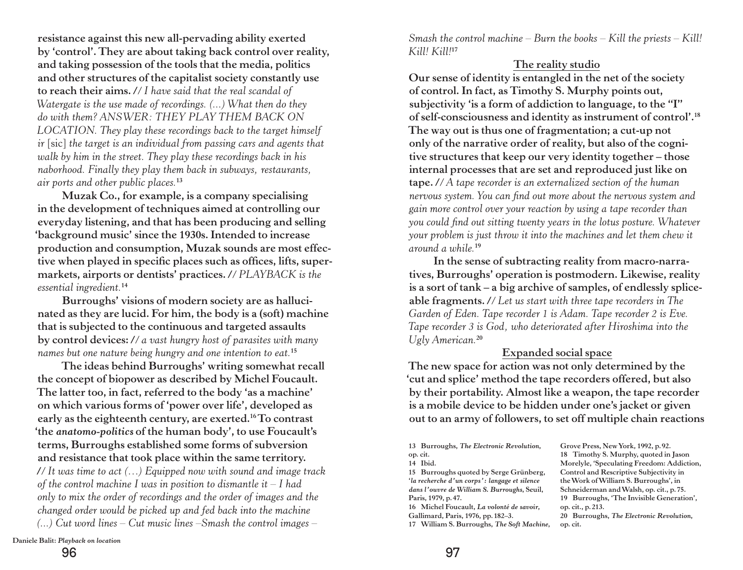**resistance against this new all-pervading ability exerted by 'control'. They are about taking back control over reality, and taking possession of the tools that the media, politics and other structures of the capitalist society constantly use to reach their aims.** // *I have said that the real scandal of Watergate is the use made of recordings. (...) What then do they do with them? ANSWER: THEY PLAY THEM BACK ON LOCATION. They play these recordings back to the target himself ir* [sic] *the target is an individual from passing cars and agents that walk by him in the street. They play these recordings back in his naborhood. Finally they play them back in subways, restaurants, air ports and other public places.*[13]

**Muzak Co., for example, is a company specialising in the development of techniques aimed at controlling our everyday listening, and that has been producing and selling 'background music' since the 1930s. Intended to increase production and consumption, Muzak sounds are most effective when played in specific places such as offices, lifts, supermarkets, airports or dentists' practices.** // *PLAYBACK is the essential ingredient.*[14]

**Burroughs' visions of modern society are as hallucinated as they are lucid. For him, the body is a (soft) machine that is subjected to the continuous and targeted assaults by control devices:** // *a vast hungry host of parasites with many names but one nature being hungry and one intention to eat.*[15]

**The ideas behind Burroughs' writing somewhat recall the concept of biopower as described by Michel Foucault. The latter too, in fact, referred to the body 'as a machine' on which various forms of 'power over life', developed as early as the eighteenth century, are exerted.[16] To contrast 'the *anatomo-politics* of the human body', to use Foucault's terms, Burroughs established some forms of subversion and resistance that took place within the same territory.** // *It was time to act (…) Equipped now with sound and image track of the control machine I was in position to dismantle it – I had only to mix the order of recordings and the order of images and the changed order would be picked up and fed back into the machine (...) Cut word lines – Cut music lines –Smash the control images – Smash the control machine – Burn the books – Kill the priests – Kill! Kill! Kill!*[17]

## The reality studio

**Our sense of identity is entangled in the net of the society of control. In fact, as Timothy S. Murphy points out, subjectivity 'is a form of addiction to language, to the "I" of self-consciousness and identity as instrument of control'.[18] The way out is thus one of fragmentation; a cut-up not only of the narrative order of reality, but also of the cognitive structures that keep our very identity together – those internal processes that are set and reproduced just like on tape.** // *A tape recorder is an externalized section of the human nervous system. You can find out more about the nervous system and gain more control over your reaction by using a tape recorder than you could find out sitting twenty years in the lotus posture. Whatever your problem is just throw it into the machines and let them chew it around a while.*[19]

**In the sense of subtracting reality from macro-narratives, Burroughs' operation is postmodern. Likewise, reality is a sort of tank – a big archive of samples, of endlessly spliceable fragments.** // *Let us start with three tape recorders in The Garden of Eden. Tape recorder 1 is Adam. Tape recorder 2 is Eve. Tape recorder 3 is God, who deteriorated after Hiroshima into the Ugly American.*[20]

## Expanded social space

**The new space for action was not only determined by the 'cut and splice' method the tape recorders offered, but also by their portability. Almost like a weapon, the tape recorder is a mobile device to be hidden under one's jacket or given out to an army of followers, to set off multiple chain reactions**

---

13 Burroughs, *The Electronic Revolution*, op. cit.
14 Ibid.
15 Burroughs quoted by Serge Grünberg, '*la recherche d'un corps' : langage et silence dans l'ouvre de William S. Burroughs*, Seuil, Paris, 1979, p. 47.
16 Michel Foucault, *La volonté de savoir*, Gallimard, Paris, 1976, pp. 182–3.
17 William S. Burroughs, *The Soft Machine*, Grove Press, New York, 1992, p. 92.
18 Timothy S. Murphy, quoted in Jason Morelyle, 'Speculating Freedom: Addiction, Control and Rescriptive Subjectivity in the Work of William S. Burroughs', in Schneiderman and Walsh, op. cit., p. 75.
19 Burroughs, 'The Invisible Generation', op. cit., p. 213.
20 Burroughs, *The Electronic Revolution*, op. cit.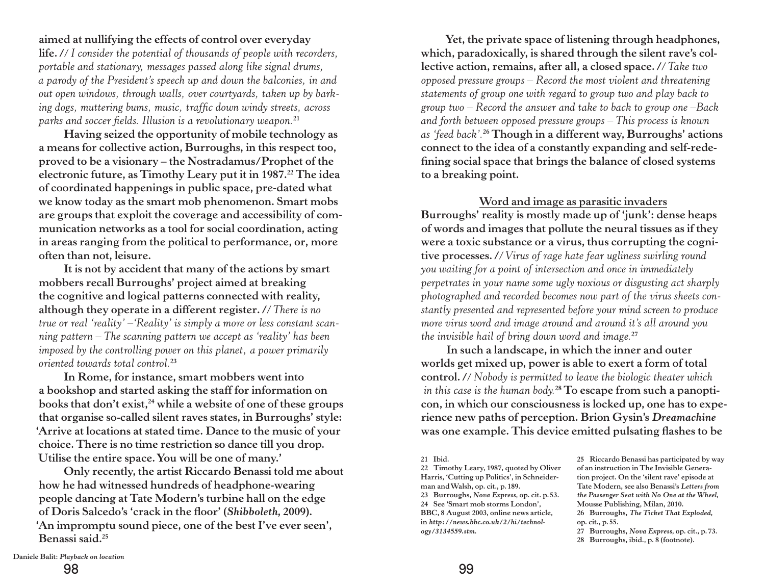**aimed at nullifying the effects of control over everyday life.** // *I consider the potential of thousands of people with recorders, portable and stationary, messages passed along like signal drums, a parody of the President's speech up and down the balconies, in and out open windows, through walls, over courtyards, taken up by barking dogs, muttering bums, music, traffic down windy streets, across parks and soccer fields. Illusion is a revolutionary weapon.*[21]

**Having seized the opportunity of mobile technology as a means for collective action, Burroughs, in this respect too, proved to be a visionary – the Nostradamus/Prophet of the electronic future, as Timothy Leary put it in 1987.[22] The idea of coordinated happenings in public space, pre-dated what we know today as the smart mob phenomenon. Smart mobs are groups that exploit the coverage and accessibility of communication networks as a tool for social coordination, acting in areas ranging from the political to performance, or, more often than not, leisure.**

**It is not by accident that many of the actions by smart mobbers recall Burroughs' project aimed at breaking the cognitive and logical patterns connected with reality, although they operate in a different register.** // *There is no true or real 'reality' – 'Reality' is simply a more or less constant scanning pattern – The scanning pattern we accept as 'reality' has been imposed by the controlling power on this planet, a power primarily oriented towards total control.*[23]

**In Rome, for instance, smart mobbers went into a bookshop and started asking the staff for information on books that don't exist,[24] while a website of one of these groups that organise so-called silent raves states, in Burroughs' style: 'Arrive at locations at stated time. Dance to the music of your choice. There is no time restriction so dance till you drop. Utilise the entire space. You will be one of many.'**

**Only recently, the artist Riccardo Benassi told me about how he had witnessed hundreds of headphone-wearing people dancing at Tate Modern's turbine hall on the edge of Doris Salcedo's 'crack in the floor' (*Shibboleth*, 2009). 'An impromptu sound piece, one of the best I've ever seen', Benassi said.[25]**

**Yet, the private space of listening through headphones, which, paradoxically, is shared through the silent rave's collective action, remains, after all, a closed space.** // *Take two opposed pressure groups – Record the most violent and threatening statements of group one with regard to group two and play back to group two – Record the answer and take to back to group one –Back and forth between opposed pressure groups – This process is known as 'feed back'.*[26] **Though in a different way, Burroughs' actions connect to the idea of a constantly expanding and self-redefining social space that brings the balance of closed systems to a breaking point.**

## Word and image as parasitic invaders

**Burroughs' reality is mostly made up of 'junk': dense heaps of words and images that pollute the neural tissues as if they were a toxic substance or a virus, thus corrupting the cognitive processes.** // *Virus of rage hate fear ugliness swirling round you waiting for a point of intersection and once in immediately perpetrates in your name some ugly noxious or disgusting act sharply photographed and recorded becomes now part of the virus sheets constantly presented and represented before your mind screen to produce more virus word and image around and around it's all around you the invisible hail of bring down word and image.*[27]

**In such a landscape, in which the inner and outer worlds get mixed up, power is able to exert a form of total control.** // *Nobody is permitted to leave the biologic theater which in this case is the human body.*[28] **To escape from such a panopticon, in which our consciousness is locked up, one has to experience new paths of perception. Brion Gysin's *Dreamachine* was one example. This device emitted pulsating flashes to be**

21 Ibid.
22 Timothy Leary, 1987, quoted by Oliver Harris, 'Cutting up Politics', in Schneiderman and Walsh, op. cit., p. 189.
23 Burroughs, *Nova Express*, op. cit. p. 53.
24 See 'Smart mob storms London', BBC, 8 August 2003, online news article, in *http://news.bbc.co.uk/2/hi/technology/3134559.stm.*
25 Riccardo Benassi has participated by way of an instruction in The Invisible Generation project. On the 'silent rave' episode at Tate Modern, see also Benassi's *Letters from the Passenger Seat with No One at the Wheel*, Mousse Publishing, Milan, 2010.
26 Burroughs, *The Ticket That Exploded*, op. cit., p. 55.
27 Burroughs, *Nova Express*, op. cit., p. 73.
28 Burroughs, ibid., p. 8 (footnote).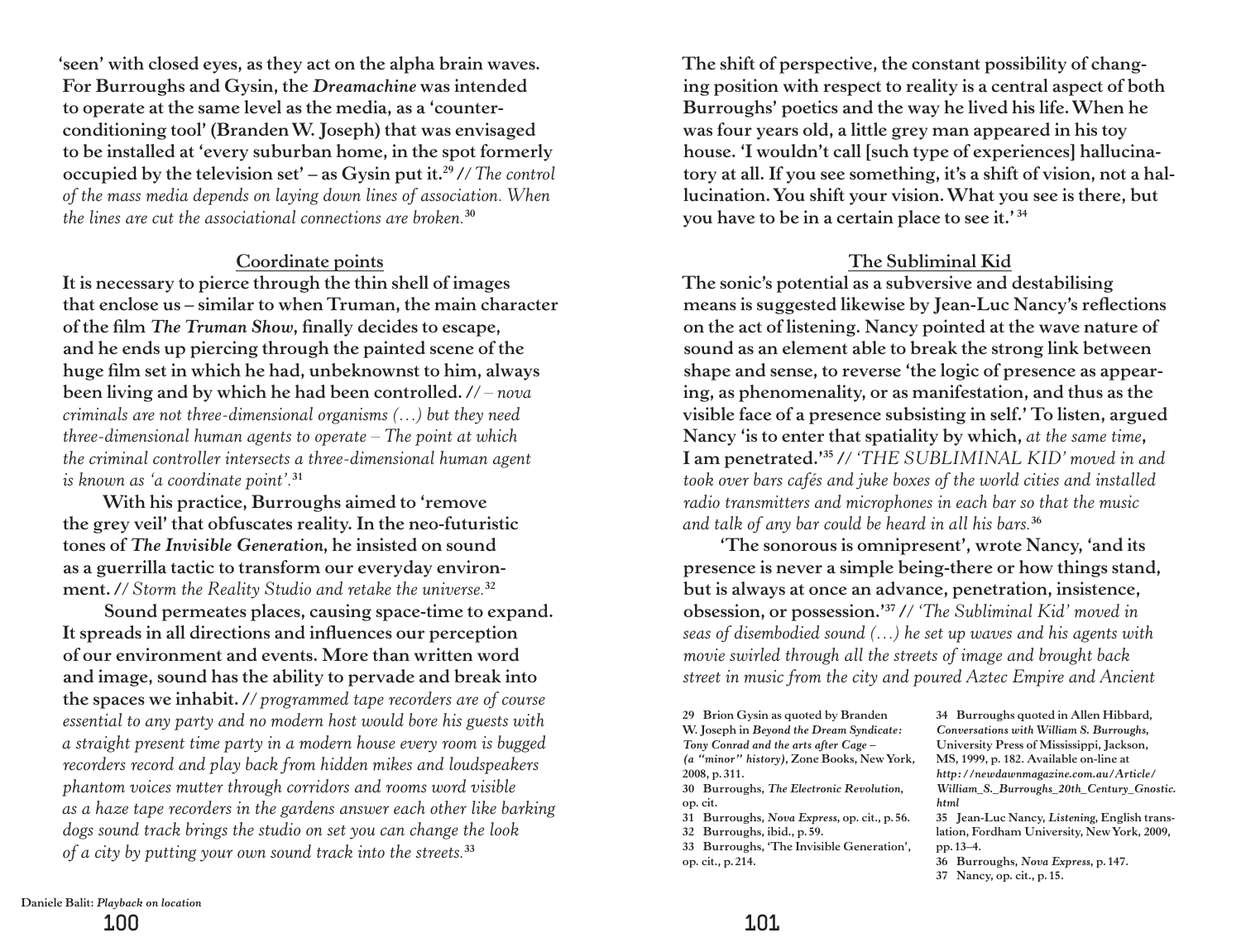'seen' with closed eyes, as they act on the alpha brain waves. For Burroughs and Gysin, the *Dreamachine* was intended to operate at the same level as the media, as a 'counter-conditioning tool' (Branden W. Joseph) that was envisaged to be installed at 'every suburban home, in the spot formerly occupied by the television set' – as Gysin put it.[29] // *The control of the mass media depends on laying down lines of association. When the lines are cut the associational connections are broken.*[30]

## Coordinate points

It is necessary to pierce through the thin shell of images that enclose us – similar to when Truman, the main character of the film *The Truman Show*, finally decides to escape, and he ends up piercing through the painted scene of the huge film set in which he had, unbeknownst to him, always been living and by which he had been controlled. // *– nova criminals are not three-dimensional organisms (…) but they need three-dimensional human agents to operate – The point at which the criminal controller intersects a three-dimensional human agent is known as 'a coordinate point'.*[31]

With his practice, Burroughs aimed to 'remove the grey veil' that obfuscates reality. In the neo-futuristic tones of *The Invisible Generation*, he insisted on sound as a guerrilla tactic to transform our everyday environment. // *Storm the Reality Studio and retake the universe.*[32]

Sound permeates places, causing space-time to expand. It spreads in all directions and influences our perception of our environment and events. More than written word and image, sound has the ability to pervade and break into the spaces we inhabit. // *programmed tape recorders are of course essential to any party and no modern host would bore his guests with a straight present time party in a modern house every room is bugged recorders record and play back from hidden mikes and loudspeakers phantom voices mutter through corridors and rooms word visible as a haze tape recorders in the gardens answer each other like barking dogs sound track brings the studio on set you can change the look of a city by putting your own sound track into the streets.*[33]

The shift of perspective, the constant possibility of changing position with respect to reality is a central aspect of both Burroughs' poetics and the way he lived his life. When he was four years old, a little grey man appeared in his toy house. 'I wouldn't call [such type of experiences] hallucinatory at all. If you see something, it's a shift of vision, not a hallucination. You shift your vision. What you see is there, but you have to be in a certain place to see it.'[34]

## The Subliminal Kid

The sonic's potential as a subversive and destabilising means is suggested likewise by Jean-Luc Nancy's reflections on the act of listening. Nancy pointed at the wave nature of sound as an element able to break the strong link between shape and sense, to reverse 'the logic of presence as appearing, as phenomenality, or as manifestation, and thus as the visible face of a presence subsisting in self.' To listen, argued Nancy 'is to enter that spatiality by which, *at the same time*, I am penetrated.'[35] // *'THE SUBLIMINAL KID' moved in and took over bars cafés and juke boxes of the world cities and installed radio transmitters and microphones in each bar so that the music and talk of any bar could be heard in all his bars.*[36]

'The sonorous is omnipresent', wrote Nancy, 'and its presence is never a simple being-there or how things stand, but is always at once an advance, penetration, insistence, obsession, or possession.'[37] // *'The Subliminal Kid' moved in seas of disembodied sound (…) he set up waves and his agents with movie swirled through all the streets of image and brought back street in music from the city and poured Aztec Empire and Ancient*

29 Brion Gysin as quoted by Branden W. Joseph in *Beyond the Dream Syndicate: Tony Conrad and the arts after Cage – (a "minor" history)*, Zone Books, New York, 2008, p. 311.
30 Burroughs, *The Electronic Revolution*, op. cit.
31 Burroughs, *Nova Express*, op. cit., p. 56.
32 Burroughs, ibid., p. 59.
33 Burroughs, 'The Invisible Generation', op. cit., p. 214.
34 Burroughs quoted in Allen Hibbard, *Conversations with William S. Burroughs*, University Press of Mississippi, Jackson, MS, 1999, p. 182. Available on-line at *http://newdawnmagazine.com.au/Article/William_S._Burroughs_20th_Century_Gnostic.html*
35 Jean-Luc Nancy, *Listening*, English translation, Fordham University, New York, 2009, pp. 13–4.
36 Burroughs, *Nova Express*, p. 147.
37 Nancy, op. cit., p. 15.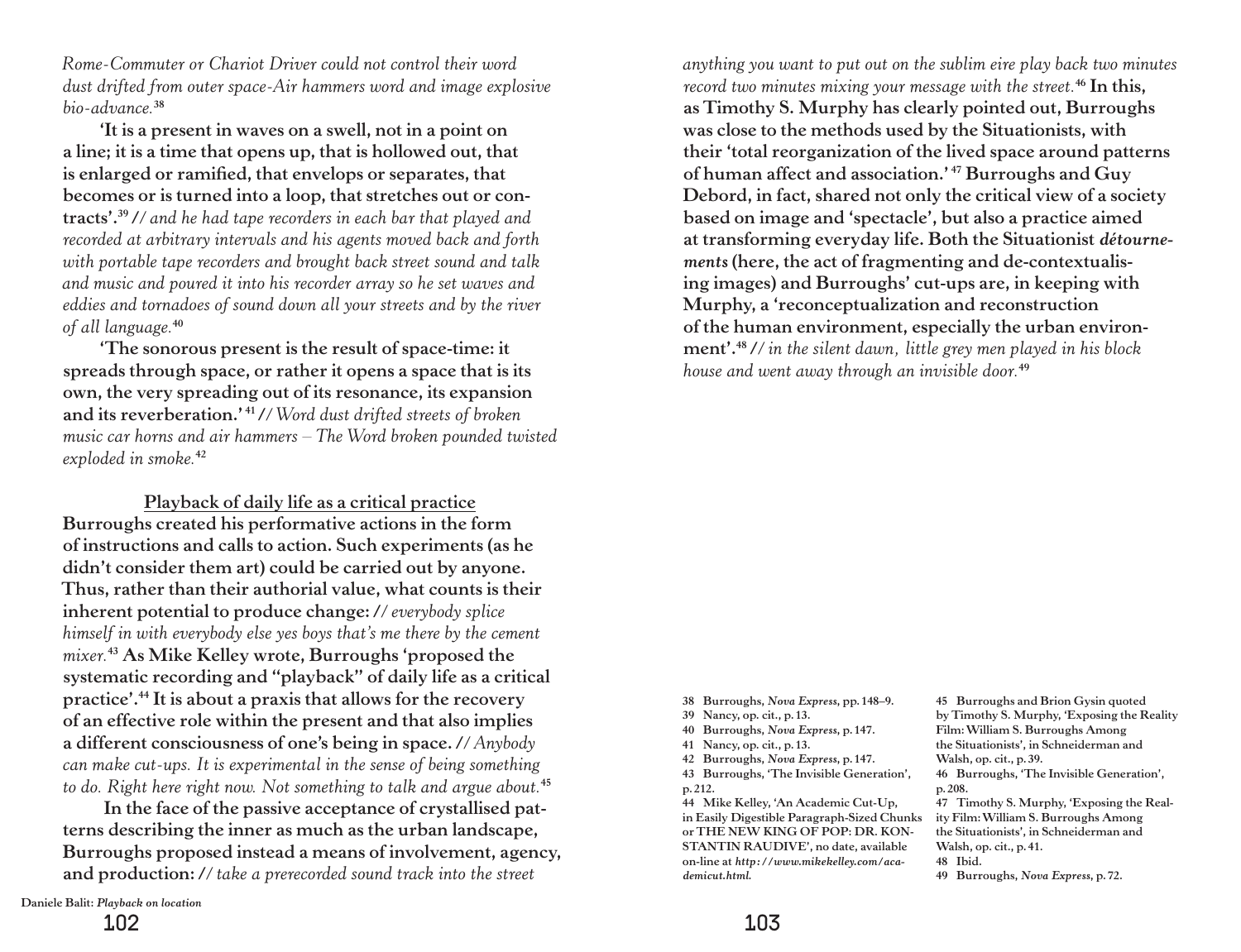*Rome-Commuter or Chariot Driver could not control their word dust drifted from outer space-Air hammers word and image explosive bio-advance.*[38]

**'It is a present in waves on a swell, not in a point on a line; it is a time that opens up, that is hollowed out, that is enlarged or ramified, that envelops or separates, that becomes or is turned into a loop, that stretches out or contracts'.**[39] **//** *and he had tape recorders in each bar that played and recorded at arbitrary intervals and his agents moved back and forth with portable tape recorders and brought back street sound and talk and music and poured it into his recorder array so he set waves and eddies and tornadoes of sound down all your streets and by the river of all language.*[40]

**'The sonorous present is the result of space-time: it spreads through space, or rather it opens a space that is its own, the very spreading out of its resonance, its expansion and its reverberation.'**[41] **//** *Word dust drifted streets of broken music car horns and air hammers – The Word broken pounded twisted exploded in smoke.*[42]

## Playback of daily life as a critical practice

**Burroughs created his performative actions in the form of instructions and calls to action. Such experiments (as he didn't consider them art) could be carried out by anyone. Thus, rather than their authorial value, what counts is their inherent potential to produce change: //** *everybody splice himself in with everybody else yes boys that's me there by the cement mixer.*[43] **As Mike Kelley wrote, Burroughs 'proposed the systematic recording and "playback" of daily life as a critical practice'.**[44] **It is about a praxis that allows for the recovery of an effective role within the present and that also implies a different consciousness of one's being in space. //** *Anybody can make cut-ups. It is experimental in the sense of being something to do. Right here right now. Not something to talk and argue about.*[45]

**In the face of the passive acceptance of crystallised patterns describing the inner as much as the urban landscape, Burroughs proposed instead a means of involvement, agency, and production: //** *take a prerecorded sound track into the street anything you want to put out on the sublim eire play back two minutes record two minutes mixing your message with the street.*[46] **In this, as Timothy S. Murphy has clearly pointed out, Burroughs was close to the methods used by the Situationists, with their 'total reorganization of the lived space around patterns of human affect and association.'**[47] **Burroughs and Guy Debord, in fact, shared not only the critical view of a society based on image and 'spectacle', but also a practice aimed at transforming everyday life. Both the Situationist *détournements* (here, the act of fragmenting and de-contextualising images) and Burroughs' cut-ups are, in keeping with Murphy, a 'reconceptualization and reconstruction of the human environment, especially the urban environment'.**[48] **//** *in the silent dawn, little grey men played in his block house and went away through an invisible door.*[49]

38 Burroughs, *Nova Express*, pp. 148–9.
39 Nancy, op. cit., p. 13.
40 Burroughs, *Nova Express*, p. 147.
41 Nancy, op. cit., p. 13.
42 Burroughs, *Nova Express*, p. 147.
43 Burroughs, 'The Invisible Generation', p. 212.
44 Mike Kelley, 'An Academic Cut-Up, in Easily Digestible Paragraph-Sized Chunks or THE NEW KING OF POP: DR. KONSTANTIN RAUDIVE', no date, available on-line at *http://www.mikekelley.com/academicut.html.*
45 Burroughs and Brion Gysin quoted by Timothy S. Murphy, 'Exposing the Reality Film: William S. Burroughs Among the Situationists', in Schneiderman and Walsh, op. cit., p. 39.
46 Burroughs, 'The Invisible Generation', p. 208.
47 Timothy S. Murphy, 'Exposing the Reality Film: William S. Burroughs Among the Situationists', in Schneiderman and Walsh, op. cit., p. 41.
48 Ibid.
49 Burroughs, *Nova Express*, p. 72.